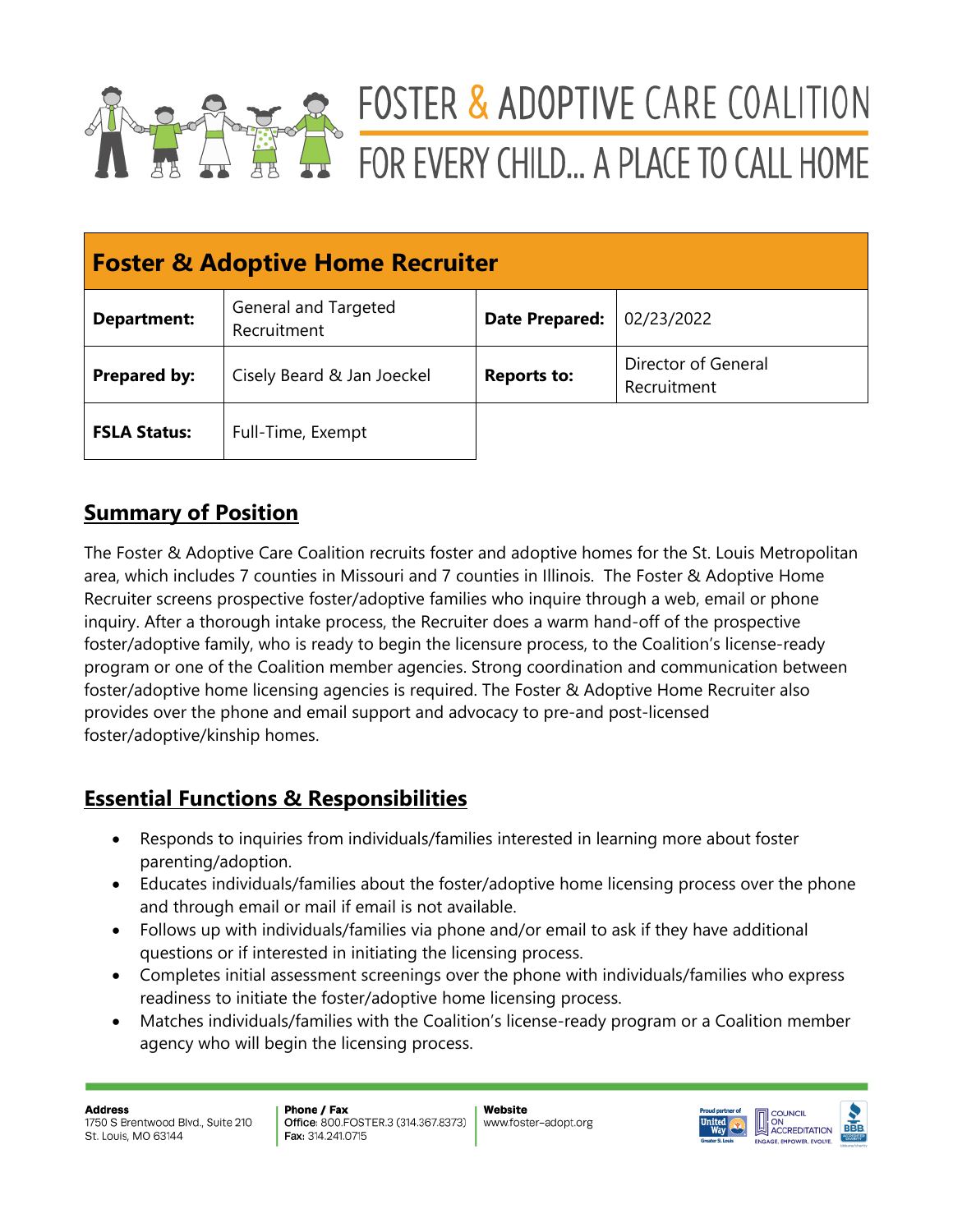# FOSTER & ADOPTIVE CARE COALITION

FOR EVERY CHILD... A PLACE TO CALL HOME

| Foster & Adoptive Home Recruiter | | | |
|---|---|---|---|
| **Department:** | General and Targeted Recruitment | **Date Prepared:** | 02/23/2022 |
| **Prepared by:** | Cisely Beard & Jan Joeckel | **Reports to:** | Director of General Recruitment |
| **FSLA Status:** | Full-Time, Exempt | | |

## Summary of Position

The Foster & Adoptive Care Coalition recruits foster and adoptive homes for the St. Louis Metropolitan area, which includes 7 counties in Missouri and 7 counties in Illinois. The Foster & Adoptive Home Recruiter screens prospective foster/adoptive families who inquire through a web, email or phone inquiry. After a thorough intake process, the Recruiter does a warm hand-off of the prospective foster/adoptive family, who is ready to begin the licensure process, to the Coalition's license-ready program or one of the Coalition member agencies. Strong coordination and communication between foster/adoptive home licensing agencies is required. The Foster & Adoptive Home Recruiter also provides over the phone and email support and advocacy to pre-and post-licensed foster/adoptive/kinship homes.

## Essential Functions & Responsibilities

- Responds to inquiries from individuals/families interested in learning more about foster parenting/adoption.
- Educates individuals/families about the foster/adoptive home licensing process over the phone and through email or mail if email is not available.
- Follows up with individuals/families via phone and/or email to ask if they have additional questions or if interested in initiating the licensing process.
- Completes initial assessment screenings over the phone with individuals/families who express readiness to initiate the foster/adoptive home licensing process.
- Matches individuals/families with the Coalition's license-ready program or a Coalition member agency who will begin the licensing process.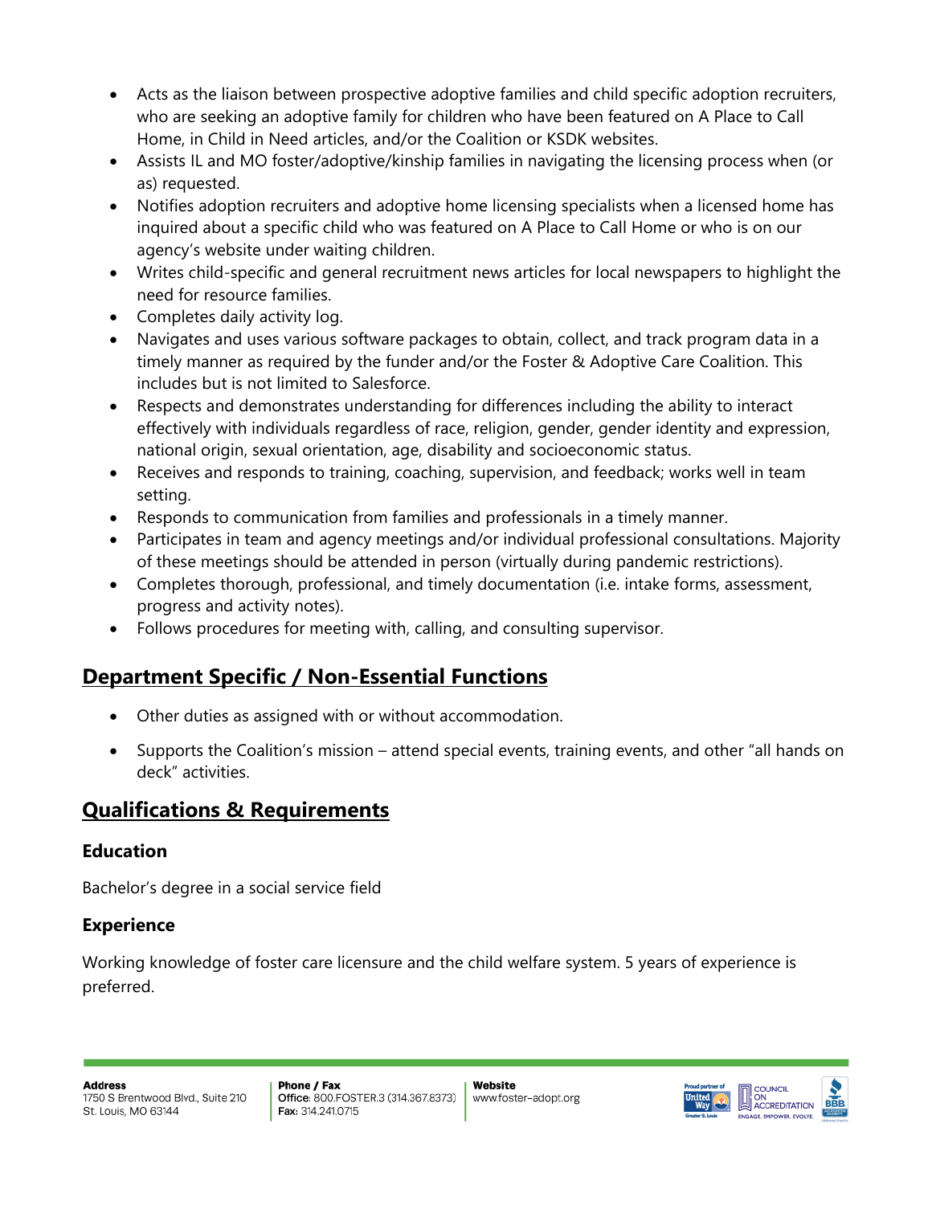- Acts as the liaison between prospective adoptive families and child specific adoption recruiters, who are seeking an adoptive family for children who have been featured on A Place to Call Home, in Child in Need articles, and/or the Coalition or KSDK websites.
- Assists IL and MO foster/adoptive/kinship families in navigating the licensing process when (or as) requested.
- Notifies adoption recruiters and adoptive home licensing specialists when a licensed home has inquired about a specific child who was featured on A Place to Call Home or who is on our agency's website under waiting children.
- Writes child-specific and general recruitment news articles for local newspapers to highlight the need for resource families.
- Completes daily activity log.
- Navigates and uses various software packages to obtain, collect, and track program data in a timely manner as required by the funder and/or the Foster & Adoptive Care Coalition. This includes but is not limited to Salesforce.
- Respects and demonstrates understanding for differences including the ability to interact effectively with individuals regardless of race, religion, gender, gender identity and expression, national origin, sexual orientation, age, disability and socioeconomic status.
- Receives and responds to training, coaching, supervision, and feedback; works well in team setting.
- Responds to communication from families and professionals in a timely manner.
- Participates in team and agency meetings and/or individual professional consultations. Majority of these meetings should be attended in person (virtually during pandemic restrictions).
- Completes thorough, professional, and timely documentation (i.e. intake forms, assessment, progress and activity notes).
- Follows procedures for meeting with, calling, and consulting supervisor.

## Department Specific / Non-Essential Functions

- Other duties as assigned with or without accommodation.
- Supports the Coalition's mission – attend special events, training events, and other "all hands on deck" activities.

## Qualifications & Requirements

### Education

Bachelor's degree in a social service field

### Experience

Working knowledge of foster care licensure and the child welfare system. 5 years of experience is preferred.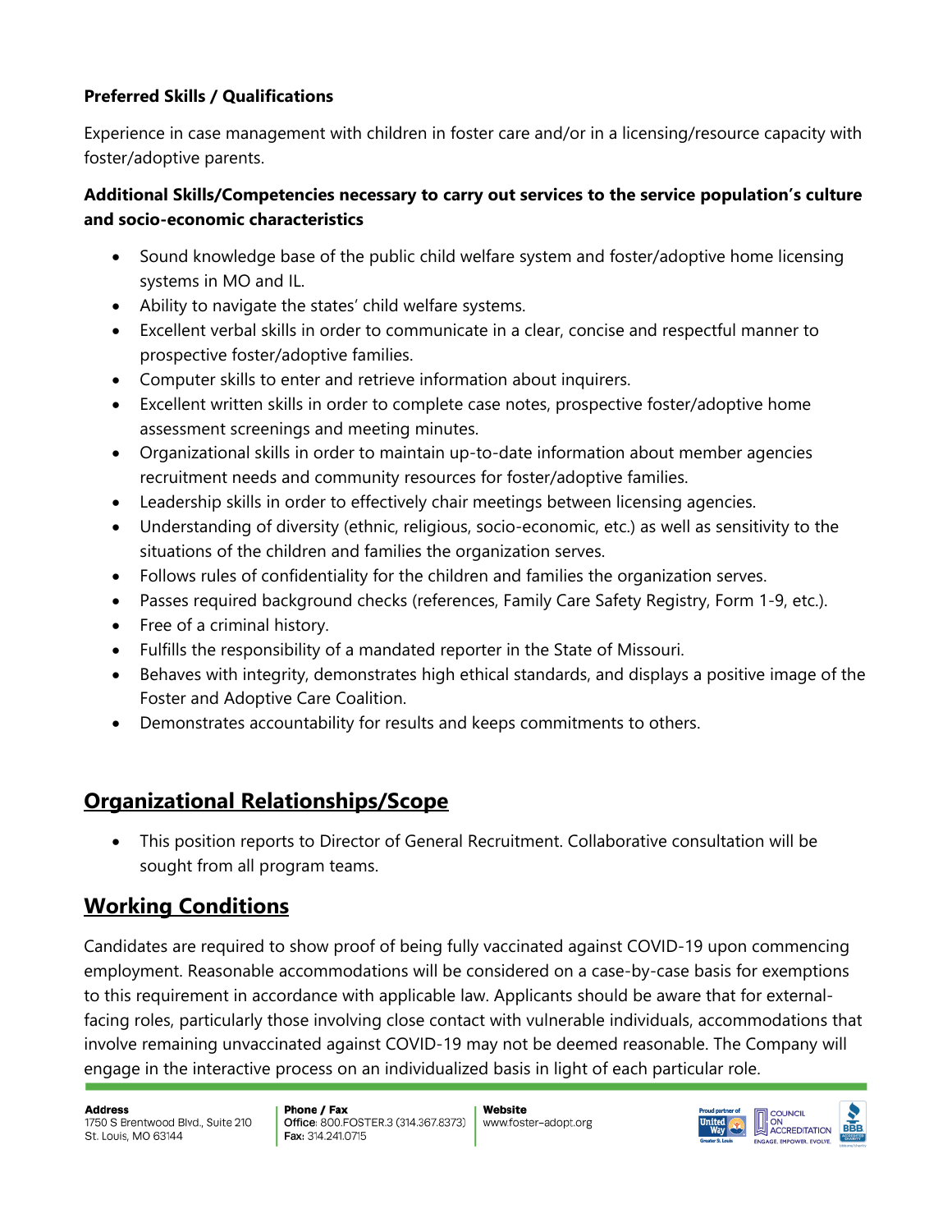**Preferred Skills / Qualifications**

Experience in case management with children in foster care and/or in a licensing/resource capacity with foster/adoptive parents.

**Additional Skills/Competencies necessary to carry out services to the service population's culture and socio-economic characteristics**

- Sound knowledge base of the public child welfare system and foster/adoptive home licensing systems in MO and IL.
- Ability to navigate the states' child welfare systems.
- Excellent verbal skills in order to communicate in a clear, concise and respectful manner to prospective foster/adoptive families.
- Computer skills to enter and retrieve information about inquirers.
- Excellent written skills in order to complete case notes, prospective foster/adoptive home assessment screenings and meeting minutes.
- Organizational skills in order to maintain up-to-date information about member agencies recruitment needs and community resources for foster/adoptive families.
- Leadership skills in order to effectively chair meetings between licensing agencies.
- Understanding of diversity (ethnic, religious, socio-economic, etc.) as well as sensitivity to the situations of the children and families the organization serves.
- Follows rules of confidentiality for the children and families the organization serves.
- Passes required background checks (references, Family Care Safety Registry, Form 1-9, etc.).
- Free of a criminal history.
- Fulfills the responsibility of a mandated reporter in the State of Missouri.
- Behaves with integrity, demonstrates high ethical standards, and displays a positive image of the Foster and Adoptive Care Coalition.
- Demonstrates accountability for results and keeps commitments to others.

## Organizational Relationships/Scope

- This position reports to Director of General Recruitment. Collaborative consultation will be sought from all program teams.

## Working Conditions

Candidates are required to show proof of being fully vaccinated against COVID-19 upon commencing employment. Reasonable accommodations will be considered on a case-by-case basis for exemptions to this requirement in accordance with applicable law. Applicants should be aware that for external-facing roles, particularly those involving close contact with vulnerable individuals, accommodations that involve remaining unvaccinated against COVID-19 may not be deemed reasonable. The Company will engage in the interactive process on an individualized basis in light of each particular role.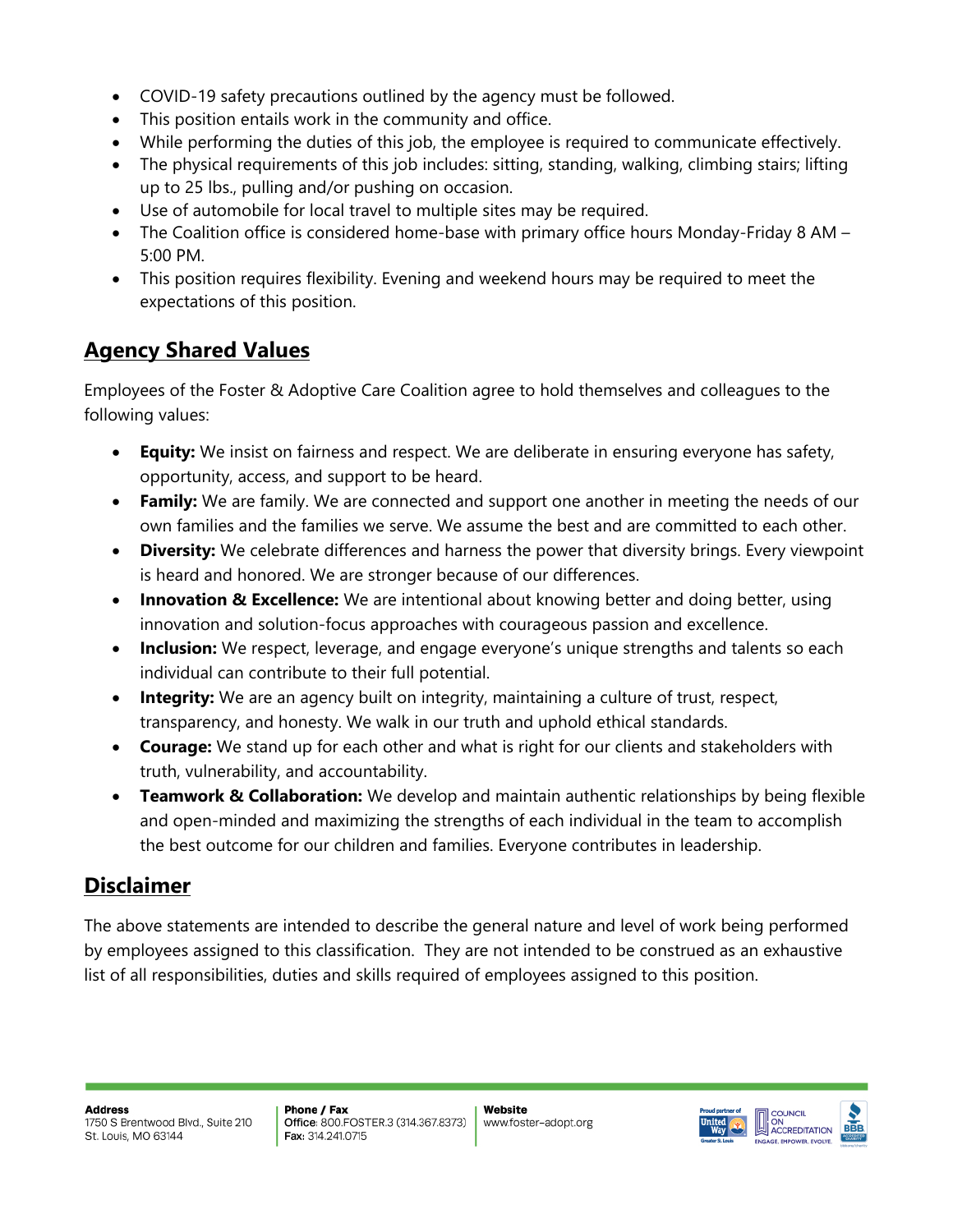- COVID-19 safety precautions outlined by the agency must be followed.
- This position entails work in the community and office.
- While performing the duties of this job, the employee is required to communicate effectively.
- The physical requirements of this job includes: sitting, standing, walking, climbing stairs; lifting up to 25 lbs., pulling and/or pushing on occasion.
- Use of automobile for local travel to multiple sites may be required.
- The Coalition office is considered home-base with primary office hours Monday-Friday 8 AM – 5:00 PM.
- This position requires flexibility. Evening and weekend hours may be required to meet the expectations of this position.

## Agency Shared Values

Employees of the Foster & Adoptive Care Coalition agree to hold themselves and colleagues to the following values:

- **Equity:** We insist on fairness and respect. We are deliberate in ensuring everyone has safety, opportunity, access, and support to be heard.
- **Family:** We are family. We are connected and support one another in meeting the needs of our own families and the families we serve. We assume the best and are committed to each other.
- **Diversity:** We celebrate differences and harness the power that diversity brings. Every viewpoint is heard and honored. We are stronger because of our differences.
- **Innovation & Excellence:** We are intentional about knowing better and doing better, using innovation and solution-focus approaches with courageous passion and excellence.
- **Inclusion:** We respect, leverage, and engage everyone's unique strengths and talents so each individual can contribute to their full potential.
- **Integrity:** We are an agency built on integrity, maintaining a culture of trust, respect, transparency, and honesty. We walk in our truth and uphold ethical standards.
- **Courage:** We stand up for each other and what is right for our clients and stakeholders with truth, vulnerability, and accountability.
- **Teamwork & Collaboration:** We develop and maintain authentic relationships by being flexible and open-minded and maximizing the strengths of each individual in the team to accomplish the best outcome for our children and families. Everyone contributes in leadership.

## Disclaimer

The above statements are intended to describe the general nature and level of work being performed by employees assigned to this classification. They are not intended to be construed as an exhaustive list of all responsibilities, duties and skills required of employees assigned to this position.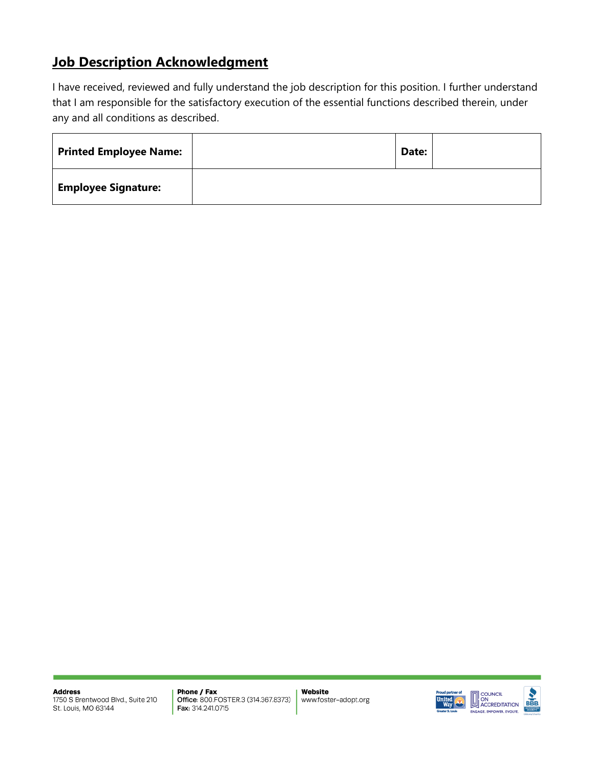## **Job Description Acknowledgment**

I have received, reviewed and fully understand the job description for this position. I further understand that I am responsible for the satisfactory execution of the essential functions described therein, under any and all conditions as described.

| | | | |
|---|---|---|---|
| **Printed Employee Name:** | | **Date:** | |
| **Employee Signature:** | | | |